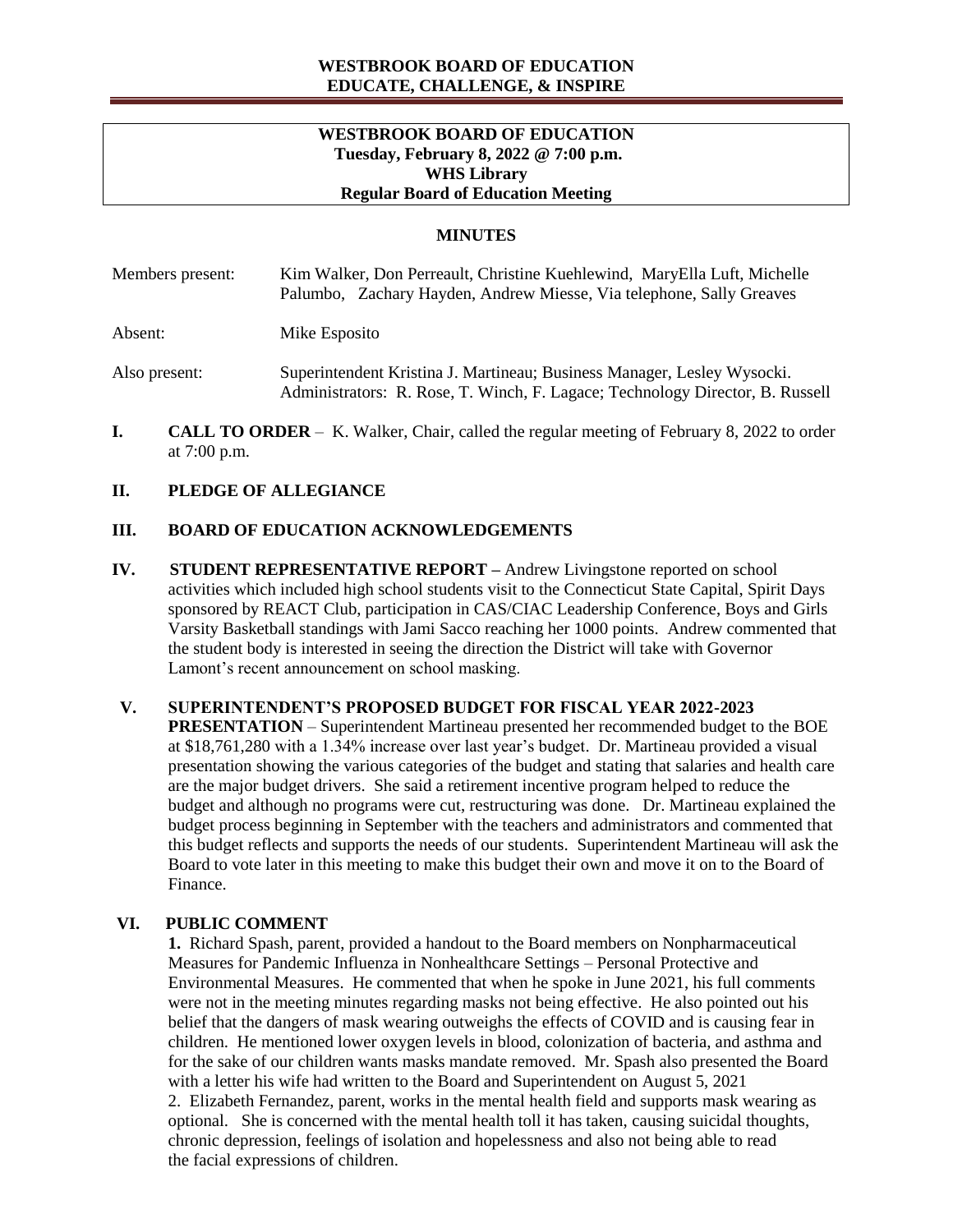**WESTBROOK BOARD OF EDUCATION**
**EDUCATE, CHALLENGE, & INSPIRE**

**WESTBROOK BOARD OF EDUCATION**
**Tuesday, February 8, 2022 @ 7:00 p.m.**
**WHS Library**
**Regular Board of Education Meeting**

## MINUTES

| | |
|---|---|
| Members present: | Kim Walker, Don Perreault, Christine Kuehlewind, MaryElla Luft, Michelle Palumbo, Zachary Hayden, Andrew Miesse, Via telephone, Sally Greaves |
| Absent: | Mike Esposito |
| Also present: | Superintendent Kristina J. Martineau; Business Manager, Lesley Wysocki. Administrators: R. Rose, T. Winch, F. Lagace; Technology Director, B. Russell |

**I. CALL TO ORDER** – K. Walker, Chair, called the regular meeting of February 8, 2022 to order at 7:00 p.m.

**II. PLEDGE OF ALLEGIANCE**

**III. BOARD OF EDUCATION ACKNOWLEDGEMENTS**

**IV. STUDENT REPRESENTATIVE REPORT –** Andrew Livingstone reported on school activities which included high school students visit to the Connecticut State Capital, Spirit Days sponsored by REACT Club, participation in CAS/CIAC Leadership Conference, Boys and Girls Varsity Basketball standings with Jami Sacco reaching her 1000 points. Andrew commented that the student body is interested in seeing the direction the District will take with Governor Lamont's recent announcement on school masking.

**V. SUPERINTENDENT'S PROPOSED BUDGET FOR FISCAL YEAR 2022-2023 PRESENTATION** – Superintendent Martineau presented her recommended budget to the BOE at $18,761,280 with a 1.34% increase over last year's budget. Dr. Martineau provided a visual presentation showing the various categories of the budget and stating that salaries and health care are the major budget drivers. She said a retirement incentive program helped to reduce the budget and although no programs were cut, restructuring was done. Dr. Martineau explained the budget process beginning in September with the teachers and administrators and commented that this budget reflects and supports the needs of our students. Superintendent Martineau will ask the Board to vote later in this meeting to make this budget their own and move it on to the Board of Finance.

**VI. PUBLIC COMMENT**

**1.** Richard Spash, parent, provided a handout to the Board members on Nonpharmaceutical Measures for Pandemic Influenza in Nonhealthcare Settings – Personal Protective and Environmental Measures. He commented that when he spoke in June 2021, his full comments were not in the meeting minutes regarding masks not being effective. He also pointed out his belief that the dangers of mask wearing outweighs the effects of COVID and is causing fear in children. He mentioned lower oxygen levels in blood, colonization of bacteria, and asthma and for the sake of our children wants masks mandate removed. Mr. Spash also presented the Board with a letter his wife had written to the Board and Superintendent on August 5, 2021

2. Elizabeth Fernandez, parent, works in the mental health field and supports mask wearing as optional. She is concerned with the mental health toll it has taken, causing suicidal thoughts, chronic depression, feelings of isolation and hopelessness and also not being able to read the facial expressions of children.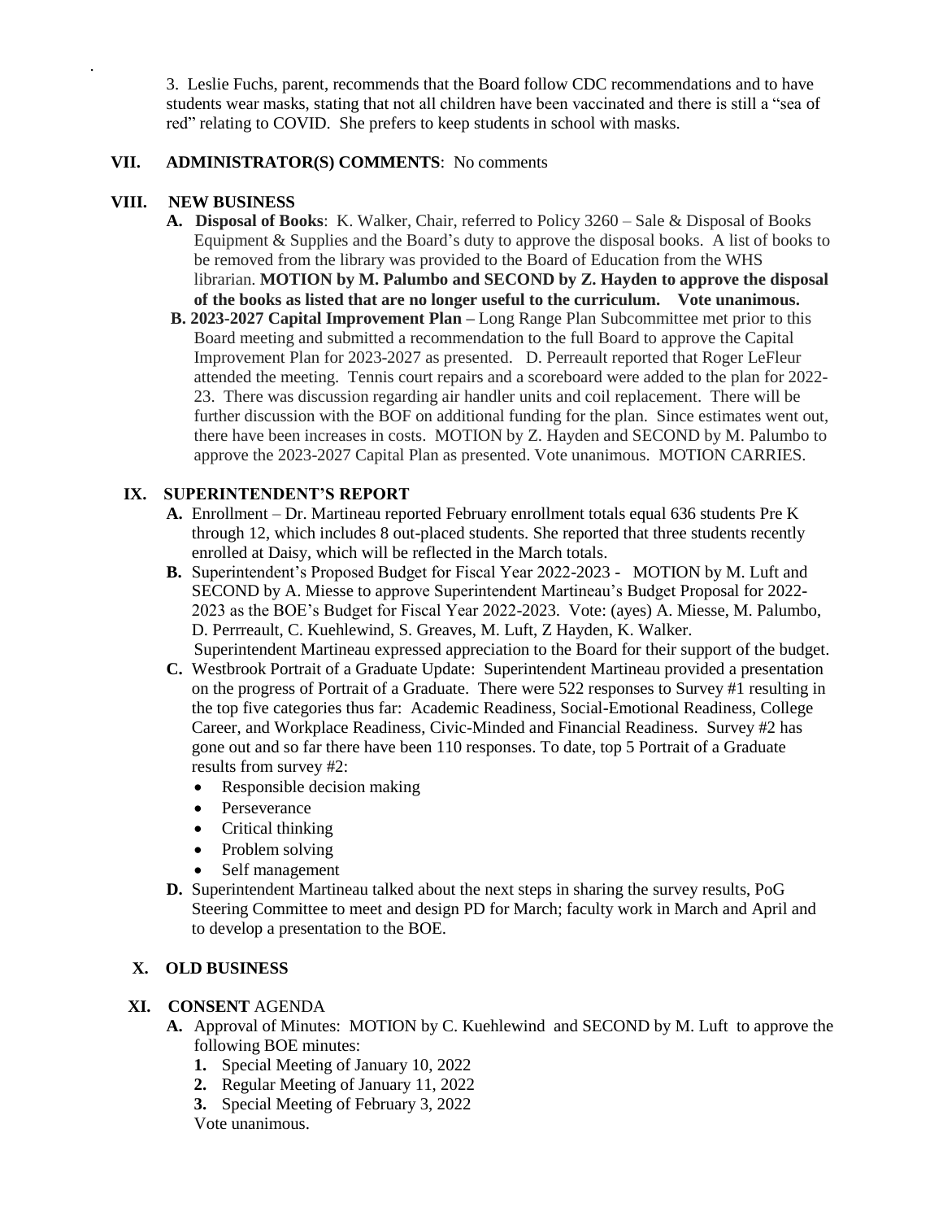3. Leslie Fuchs, parent, recommends that the Board follow CDC recommendations and to have students wear masks, stating that not all children have been vaccinated and there is still a "sea of red" relating to COVID. She prefers to keep students in school with masks.

## VII. ADMINISTRATOR(S) COMMENTS: No comments

## VIII. NEW BUSINESS

**A. Disposal of Books**: K. Walker, Chair, referred to Policy 3260 – Sale & Disposal of Books Equipment & Supplies and the Board's duty to approve the disposal books. A list of books to be removed from the library was provided to the Board of Education from the WHS librarian. **MOTION by M. Palumbo and SECOND by Z. Hayden to approve the disposal of the books as listed that are no longer useful to the curriculum. Vote unanimous.**

**B. 2023-2027 Capital Improvement Plan –** Long Range Plan Subcommittee met prior to this Board meeting and submitted a recommendation to the full Board to approve the Capital Improvement Plan for 2023-2027 as presented. D. Perreault reported that Roger LeFleur attended the meeting. Tennis court repairs and a scoreboard were added to the plan for 2022-23. There was discussion regarding air handler units and coil replacement. There will be further discussion with the BOF on additional funding for the plan. Since estimates went out, there have been increases in costs. MOTION by Z. Hayden and SECOND by M. Palumbo to approve the 2023-2027 Capital Plan as presented. Vote unanimous. MOTION CARRIES.

## IX. SUPERINTENDENT'S REPORT

**A.** Enrollment – Dr. Martineau reported February enrollment totals equal 636 students Pre K through 12, which includes 8 out-placed students. She reported that three students recently enrolled at Daisy, which will be reflected in the March totals.

**B.** Superintendent's Proposed Budget for Fiscal Year 2022-2023 - MOTION by M. Luft and SECOND by A. Miesse to approve Superintendent Martineau's Budget Proposal for 2022-2023 as the BOE's Budget for Fiscal Year 2022-2023. Vote: (ayes) A. Miesse, M. Palumbo, D. Perrreault, C. Kuehlewind, S. Greaves, M. Luft, Z Hayden, K. Walker. Superintendent Martineau expressed appreciation to the Board for their support of the budget.

**C.** Westbrook Portrait of a Graduate Update: Superintendent Martineau provided a presentation on the progress of Portrait of a Graduate. There were 522 responses to Survey #1 resulting in the top five categories thus far: Academic Readiness, Social-Emotional Readiness, College Career, and Workplace Readiness, Civic-Minded and Financial Readiness. Survey #2 has gone out and so far there have been 110 responses. To date, top 5 Portrait of a Graduate results from survey #2:

- Responsible decision making
- Perseverance
- Critical thinking
- Problem solving
- Self management

**D.** Superintendent Martineau talked about the next steps in sharing the survey results, PoG Steering Committee to meet and design PD for March; faculty work in March and April and to develop a presentation to the BOE.

## X. OLD BUSINESS

## XI. CONSENT AGENDA

**A.** Approval of Minutes: MOTION by C. Kuehlewind and SECOND by M. Luft to approve the following BOE minutes:

1. Special Meeting of January 10, 2022
2. Regular Meeting of January 11, 2022
3. Special Meeting of February 3, 2022

Vote unanimous.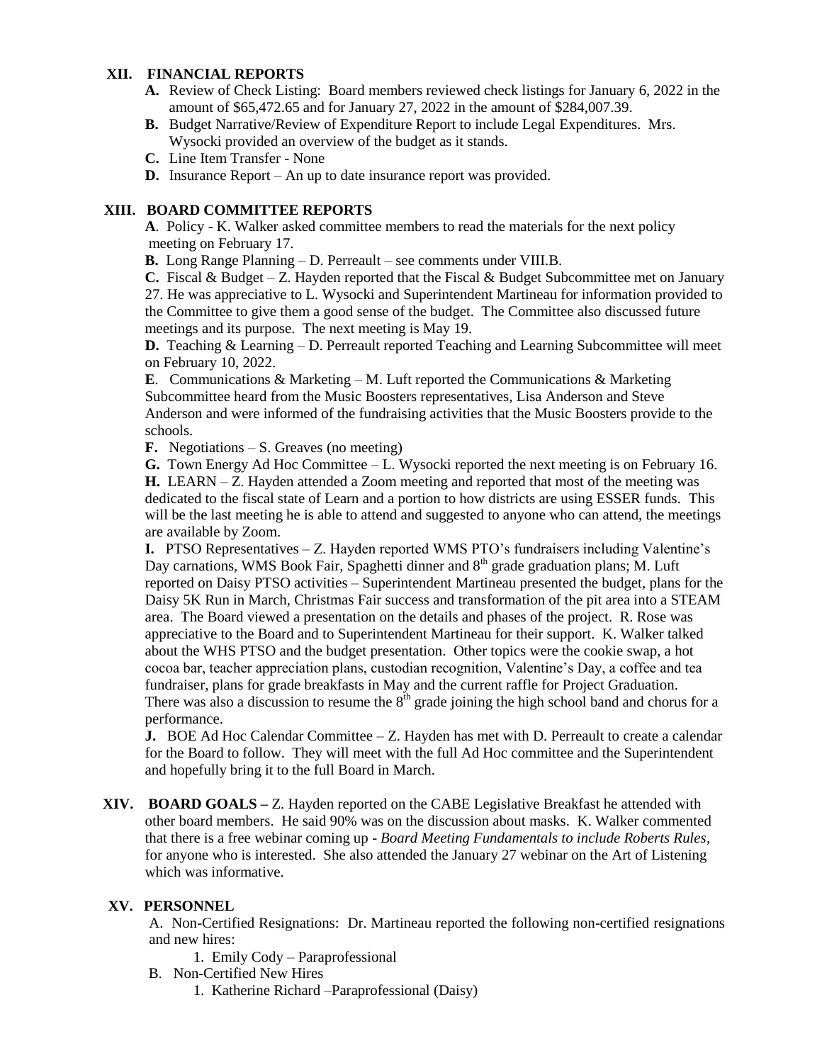## XII. FINANCIAL REPORTS

- **A.** Review of Check Listing: Board members reviewed check listings for January 6, 2022 in the amount of $65,472.65 and for January 27, 2022 in the amount of $284,007.39.
- **B.** Budget Narrative/Review of Expenditure Report to include Legal Expenditures. Mrs. Wysocki provided an overview of the budget as it stands.
- **C.** Line Item Transfer - None
- **D.** Insurance Report – An up to date insurance report was provided.

## XIII. BOARD COMMITTEE REPORTS

**A**. Policy - K. Walker asked committee members to read the materials for the next policy meeting on February 17.

**B.** Long Range Planning – D. Perreault – see comments under VIII.B.

**C.** Fiscal & Budget – Z. Hayden reported that the Fiscal & Budget Subcommittee met on January 27. He was appreciative to L. Wysocki and Superintendent Martineau for information provided to the Committee to give them a good sense of the budget. The Committee also discussed future meetings and its purpose. The next meeting is May 19.

**D.** Teaching & Learning – D. Perreault reported Teaching and Learning Subcommittee will meet on February 10, 2022.

**E**. Communications & Marketing – M. Luft reported the Communications & Marketing Subcommittee heard from the Music Boosters representatives, Lisa Anderson and Steve Anderson and were informed of the fundraising activities that the Music Boosters provide to the schools.

**F.** Negotiations – S. Greaves (no meeting)

**G.** Town Energy Ad Hoc Committee – L. Wysocki reported the next meeting is on February 16.

**H.** LEARN – Z. Hayden attended a Zoom meeting and reported that most of the meeting was dedicated to the fiscal state of Learn and a portion to how districts are using ESSER funds. This will be the last meeting he is able to attend and suggested to anyone who can attend, the meetings are available by Zoom.

**I.** PTSO Representatives – Z. Hayden reported WMS PTO's fundraisers including Valentine's Day carnations, WMS Book Fair, Spaghetti dinner and 8th grade graduation plans; M. Luft reported on Daisy PTSO activities – Superintendent Martineau presented the budget, plans for the Daisy 5K Run in March, Christmas Fair success and transformation of the pit area into a STEAM area. The Board viewed a presentation on the details and phases of the project. R. Rose was appreciative to the Board and to Superintendent Martineau for their support. K. Walker talked about the WHS PTSO and the budget presentation. Other topics were the cookie swap, a hot cocoa bar, teacher appreciation plans, custodian recognition, Valentine's Day, a coffee and tea fundraiser, plans for grade breakfasts in May and the current raffle for Project Graduation. There was also a discussion to resume the 8th grade joining the high school band and chorus for a performance.

**J.** BOE Ad Hoc Calendar Committee – Z. Hayden has met with D. Perreault to create a calendar for the Board to follow. They will meet with the full Ad Hoc committee and the Superintendent and hopefully bring it to the full Board in March.

## XIV. BOARD GOALS –

Z. Hayden reported on the CABE Legislative Breakfast he attended with other board members. He said 90% was on the discussion about masks. K. Walker commented that there is a free webinar coming up - *Board Meeting Fundamentals to include Roberts Rules*, for anyone who is interested. She also attended the January 27 webinar on the Art of Listening which was informative.

## XV. PERSONNEL

A. Non-Certified Resignations: Dr. Martineau reported the following non-certified resignations and new hires:

1. Emily Cody – Paraprofessional

B. Non-Certified New Hires

1. Katherine Richard –Paraprofessional (Daisy)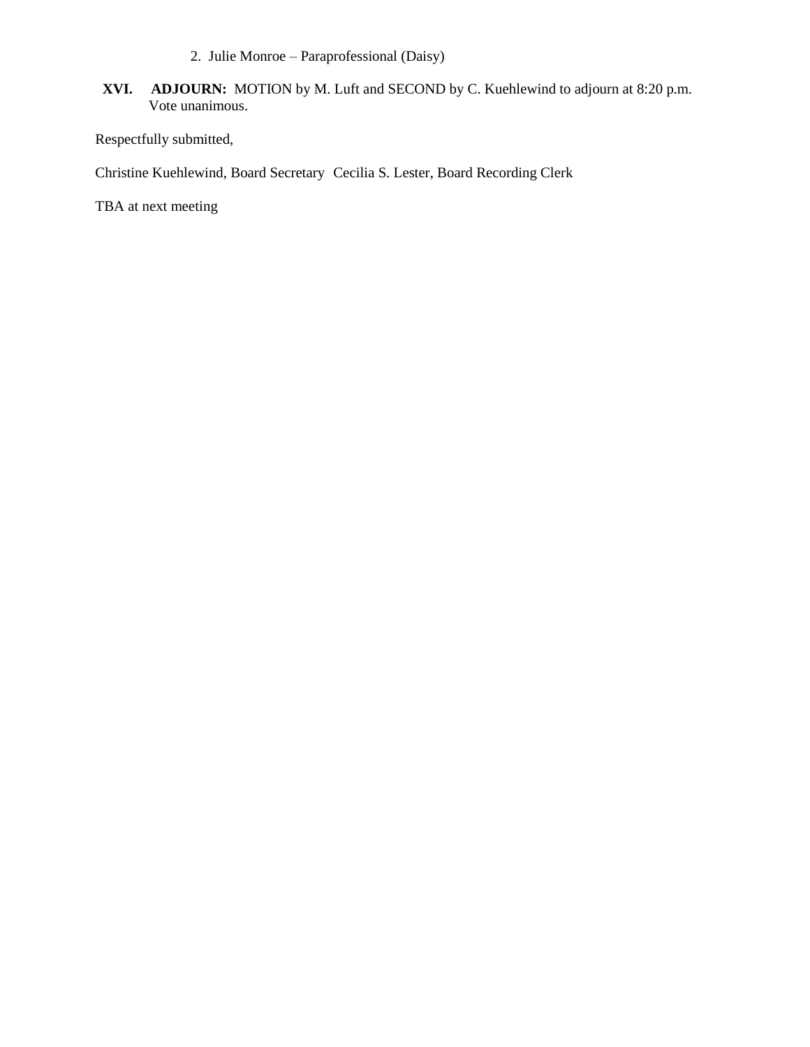2. Julie Monroe – Paraprofessional (Daisy)

**XVI. ADJOURN:** MOTION by M. Luft and SECOND by C. Kuehlewind to adjourn at 8:20 p.m. Vote unanimous.

Respectfully submitted,

Christine Kuehlewind, Board Secretary  Cecilia S. Lester, Board Recording Clerk

TBA at next meeting